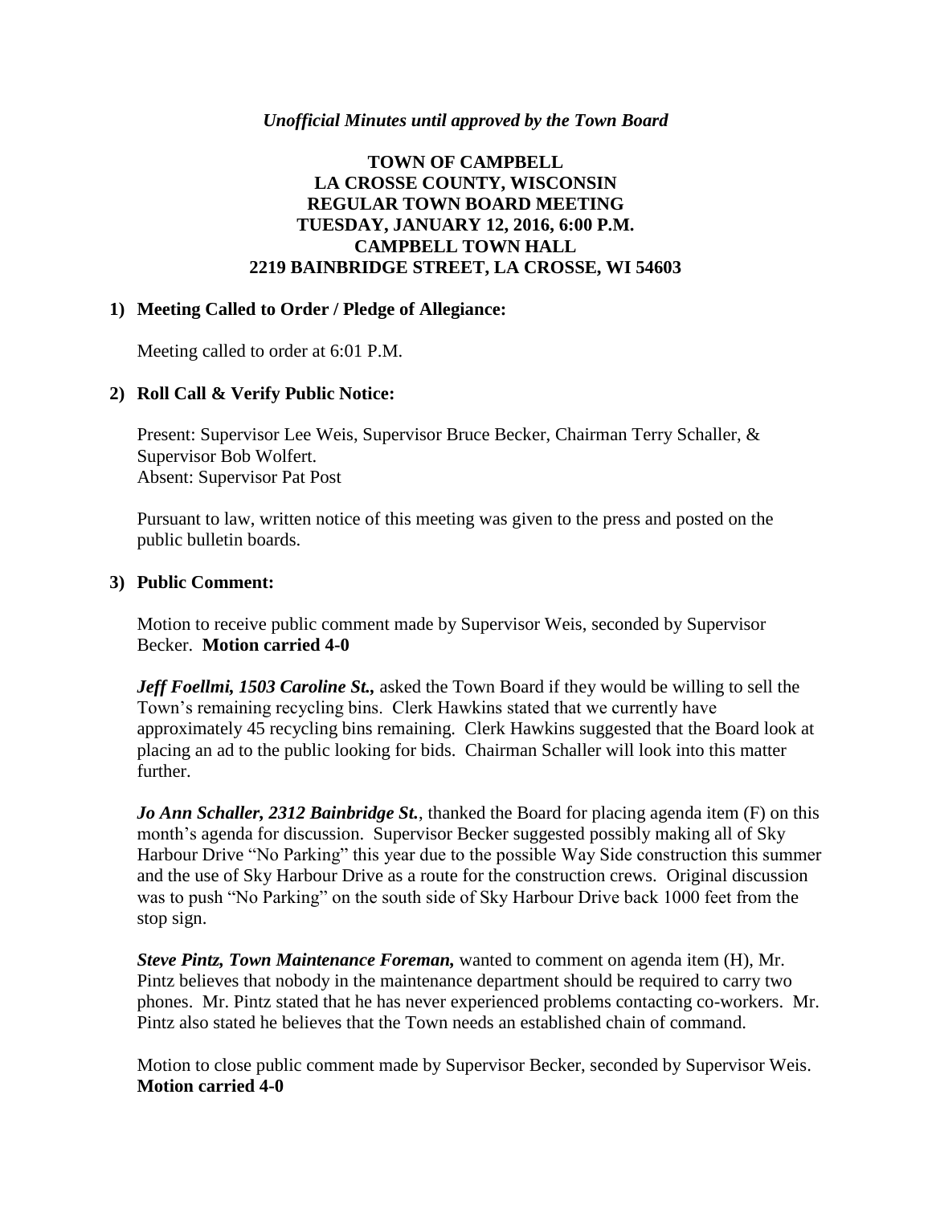*Unofficial Minutes until approved by the Town Board*

# TOWN OF CAMPBELL
# LA CROSSE COUNTY, WISCONSIN
# REGULAR TOWN BOARD MEETING
# TUESDAY, JANUARY 12, 2016, 6:00 P.M.
# CAMPBELL TOWN HALL
# 2219 BAINBRIDGE STREET, LA CROSSE, WI 54603

## 1) Meeting Called to Order / Pledge of Allegiance:

Meeting called to order at 6:01 P.M.

## 2) Roll Call & Verify Public Notice:

Present: Supervisor Lee Weis, Supervisor Bruce Becker, Chairman Terry Schaller, & Supervisor Bob Wolfert.
Absent: Supervisor Pat Post

Pursuant to law, written notice of this meeting was given to the press and posted on the public bulletin boards.

## 3) Public Comment:

Motion to receive public comment made by Supervisor Weis, seconded by Supervisor Becker. **Motion carried 4-0**

***Jeff Foellmi, 1503 Caroline St.,*** asked the Town Board if they would be willing to sell the Town's remaining recycling bins. Clerk Hawkins stated that we currently have approximately 45 recycling bins remaining. Clerk Hawkins suggested that the Board look at placing an ad to the public looking for bids. Chairman Schaller will look into this matter further.

***Jo Ann Schaller, 2312 Bainbridge St.***, thanked the Board for placing agenda item (F) on this month's agenda for discussion. Supervisor Becker suggested possibly making all of Sky Harbour Drive "No Parking" this year due to the possible Way Side construction this summer and the use of Sky Harbour Drive as a route for the construction crews. Original discussion was to push "No Parking" on the south side of Sky Harbour Drive back 1000 feet from the stop sign.

***Steve Pintz, Town Maintenance Foreman,*** wanted to comment on agenda item (H), Mr. Pintz believes that nobody in the maintenance department should be required to carry two phones. Mr. Pintz stated that he has never experienced problems contacting co-workers. Mr. Pintz also stated he believes that the Town needs an established chain of command.

Motion to close public comment made by Supervisor Becker, seconded by Supervisor Weis. **Motion carried 4-0**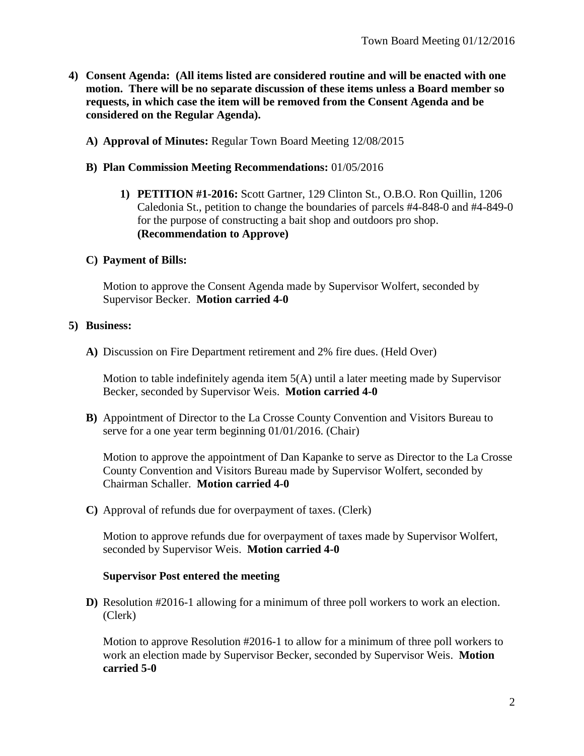4) **Consent Agenda: (All items listed are considered routine and will be enacted with one motion. There will be no separate discussion of these items unless a Board member so requests, in which case the item will be removed from the Consent Agenda and be considered on the Regular Agenda).**

   A) **Approval of Minutes:** Regular Town Board Meeting 12/08/2015

   B) **Plan Commission Meeting Recommendations:** 01/05/2016

      1) **PETITION #1-2016:** Scott Gartner, 129 Clinton St., O.B.O. Ron Quillin, 1206 Caledonia St., petition to change the boundaries of parcels #4-848-0 and #4-849-0 for the purpose of constructing a bait shop and outdoors pro shop. **(Recommendation to Approve)**

   C) **Payment of Bills:**

   Motion to approve the Consent Agenda made by Supervisor Wolfert, seconded by Supervisor Becker. **Motion carried 4-0**

5) **Business:**

   A) Discussion on Fire Department retirement and 2% fire dues. (Held Over)

   Motion to table indefinitely agenda item 5(A) until a later meeting made by Supervisor Becker, seconded by Supervisor Weis. **Motion carried 4-0**

   B) Appointment of Director to the La Crosse County Convention and Visitors Bureau to serve for a one year term beginning 01/01/2016. (Chair)

   Motion to approve the appointment of Dan Kapanke to serve as Director to the La Crosse County Convention and Visitors Bureau made by Supervisor Wolfert, seconded by Chairman Schaller. **Motion carried 4-0**

   C) Approval of refunds due for overpayment of taxes. (Clerk)

   Motion to approve refunds due for overpayment of taxes made by Supervisor Wolfert, seconded by Supervisor Weis. **Motion carried 4-0**

   **Supervisor Post entered the meeting**

   D) Resolution #2016-1 allowing for a minimum of three poll workers to work an election. (Clerk)

   Motion to approve Resolution #2016-1 to allow for a minimum of three poll workers to work an election made by Supervisor Becker, seconded by Supervisor Weis. **Motion carried 5-0**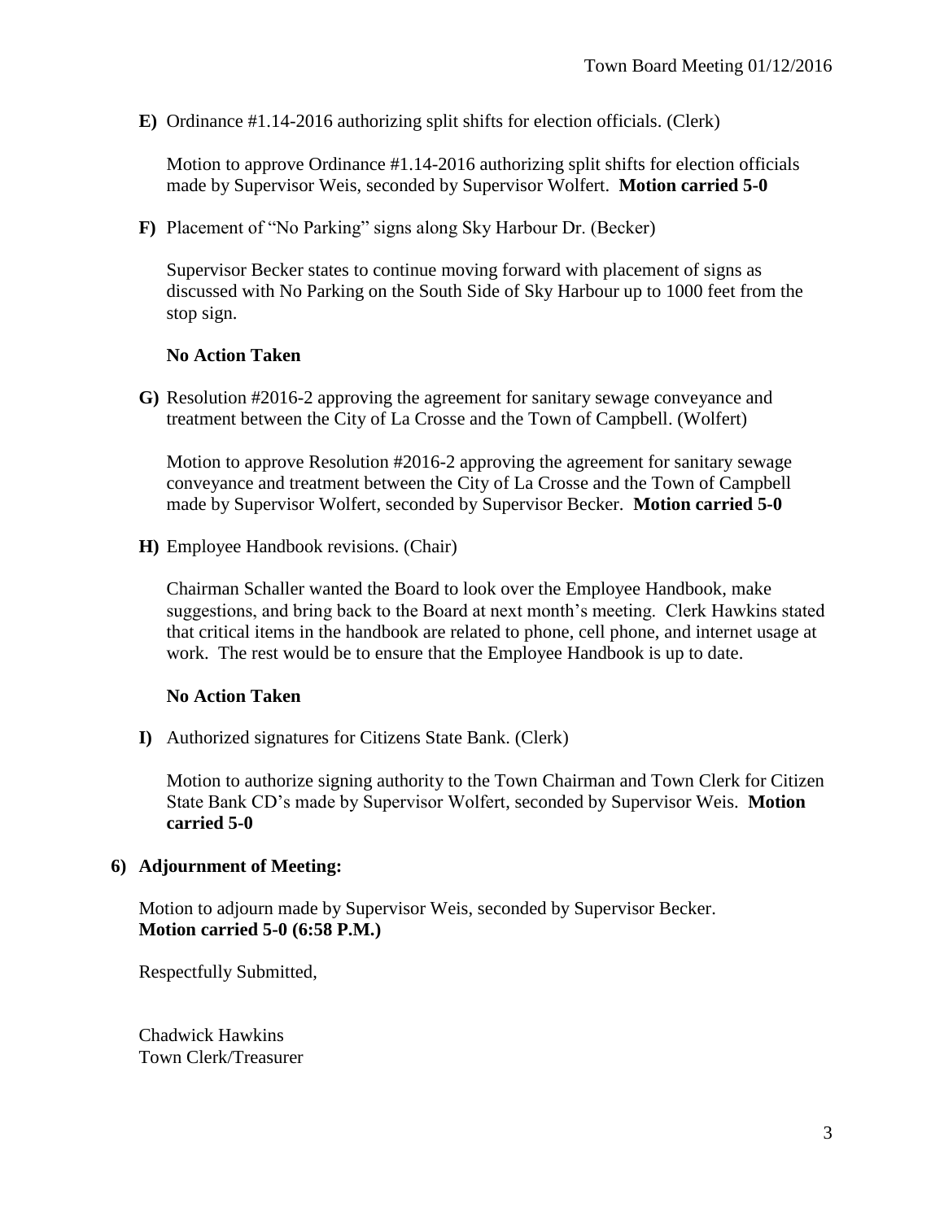**E)** Ordinance #1.14-2016 authorizing split shifts for election officials. (Clerk)

Motion to approve Ordinance #1.14-2016 authorizing split shifts for election officials made by Supervisor Weis, seconded by Supervisor Wolfert. **Motion carried 5-0**

**F)** Placement of "No Parking" signs along Sky Harbour Dr. (Becker)

Supervisor Becker states to continue moving forward with placement of signs as discussed with No Parking on the South Side of Sky Harbour up to 1000 feet from the stop sign.

**No Action Taken**

**G)** Resolution #2016-2 approving the agreement for sanitary sewage conveyance and treatment between the City of La Crosse and the Town of Campbell. (Wolfert)

Motion to approve Resolution #2016-2 approving the agreement for sanitary sewage conveyance and treatment between the City of La Crosse and the Town of Campbell made by Supervisor Wolfert, seconded by Supervisor Becker. **Motion carried 5-0**

**H)** Employee Handbook revisions. (Chair)

Chairman Schaller wanted the Board to look over the Employee Handbook, make suggestions, and bring back to the Board at next month's meeting. Clerk Hawkins stated that critical items in the handbook are related to phone, cell phone, and internet usage at work. The rest would be to ensure that the Employee Handbook is up to date.

**No Action Taken**

**I)** Authorized signatures for Citizens State Bank. (Clerk)

Motion to authorize signing authority to the Town Chairman and Town Clerk for Citizen State Bank CD's made by Supervisor Wolfert, seconded by Supervisor Weis. **Motion carried 5-0**

**6) Adjournment of Meeting:**

Motion to adjourn made by Supervisor Weis, seconded by Supervisor Becker.
**Motion carried 5-0 (6:58 P.M.)**

Respectfully Submitted,

Chadwick Hawkins
Town Clerk/Treasurer